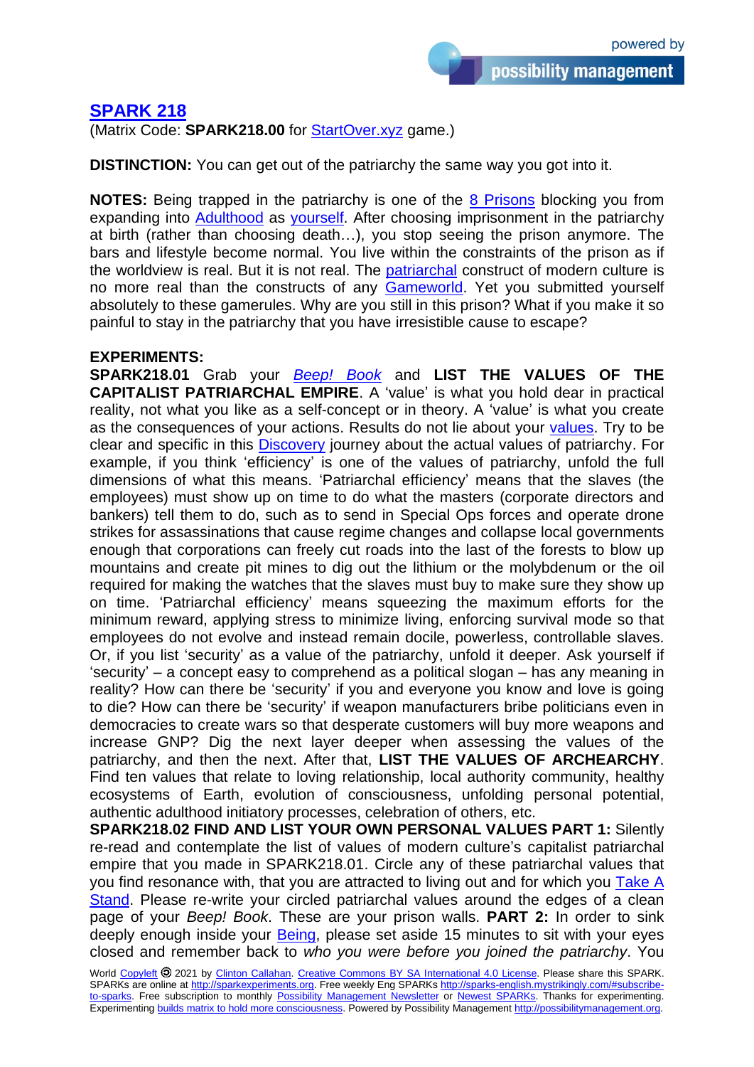# SPARK 218

(Matrix Code: **SPARK218.00** for StartOver.xyz game.)

**DISTINCTION:** You can get out of the patriarchy the same way you got into it.

**NOTES:** Being trapped in the patriarchy is one of the 8 Prisons blocking you from expanding into Adulthood as yourself. After choosing imprisonment in the patriarchy at birth (rather than choosing death…), you stop seeing the prison anymore. The bars and lifestyle become normal. You live within the constraints of the prison as if the worldview is real. But it is not real. The patriarchal construct of modern culture is no more real than the constructs of any Gameworld. Yet you submitted yourself absolutely to these gamerules. Why are you still in this prison? What if you make it so painful to stay in the patriarchy that you have irresistible cause to escape?

**EXPERIMENTS:**

**SPARK218.01** Grab your *Beep! Book* and **LIST THE VALUES OF THE CAPITALIST PATRIARCHAL EMPIRE**. A 'value' is what you hold dear in practical reality, not what you like as a self-concept or in theory. A 'value' is what you create as the consequences of your actions. Results do not lie about your values. Try to be clear and specific in this Discovery journey about the actual values of patriarchy. For example, if you think 'efficiency' is one of the values of patriarchy, unfold the full dimensions of what this means. 'Patriarchal efficiency' means that the slaves (the employees) must show up on time to do what the masters (corporate directors and bankers) tell them to do, such as to send in Special Ops forces and operate drone strikes for assassinations that cause regime changes and collapse local governments enough that corporations can freely cut roads into the last of the forests to blow up mountains and create pit mines to dig out the lithium or the molybdenum or the oil required for making the watches that the slaves must buy to make sure they show up on time. 'Patriarchal efficiency' means squeezing the maximum efforts for the minimum reward, applying stress to minimize living, enforcing survival mode so that employees do not evolve and instead remain docile, powerless, controllable slaves. Or, if you list 'security' as a value of the patriarchy, unfold it deeper. Ask yourself if 'security' – a concept easy to comprehend as a political slogan – has any meaning in reality? How can there be 'security' if you and everyone you know and love is going to die? How can there be 'security' if weapon manufacturers bribe politicians even in democracies to create wars so that desperate customers will buy more weapons and increase GNP? Dig the next layer deeper when assessing the values of the patriarchy, and then the next. After that, **LIST THE VALUES OF ARCHEARCHY**. Find ten values that relate to loving relationship, local authority community, healthy ecosystems of Earth, evolution of consciousness, unfolding personal potential, authentic adulthood initiatory processes, celebration of others, etc.

**SPARK218.02 FIND AND LIST YOUR OWN PERSONAL VALUES PART 1:** Silently re-read and contemplate the list of values of modern culture's capitalist patriarchal empire that you made in SPARK218.01. Circle any of these patriarchal values that you find resonance with, that you are attracted to living out and for which you Take A Stand. Please re-write your circled patriarchal values around the edges of a clean page of your *Beep! Book*. These are your prison walls. **PART 2:** In order to sink deeply enough inside your Being, please set aside 15 minutes to sit with your eyes closed and remember back to *who you were before you joined the patriarchy*. You

World Copyleft 🄯 2021 by Clinton Callahan. Creative Commons BY SA International 4.0 License. Please share this SPARK. SPARKs are online at http://sparkexperiments.org. Free weekly Eng SPARKs http://sparks-english.mystrikingly.com/#subscribe-to-sparks. Free subscription to monthly Possibility Management Newsletter or Newest SPARKs. Thanks for experimenting. Experimenting builds matrix to hold more consciousness. Powered by Possibility Management http://possibilitymanagement.org.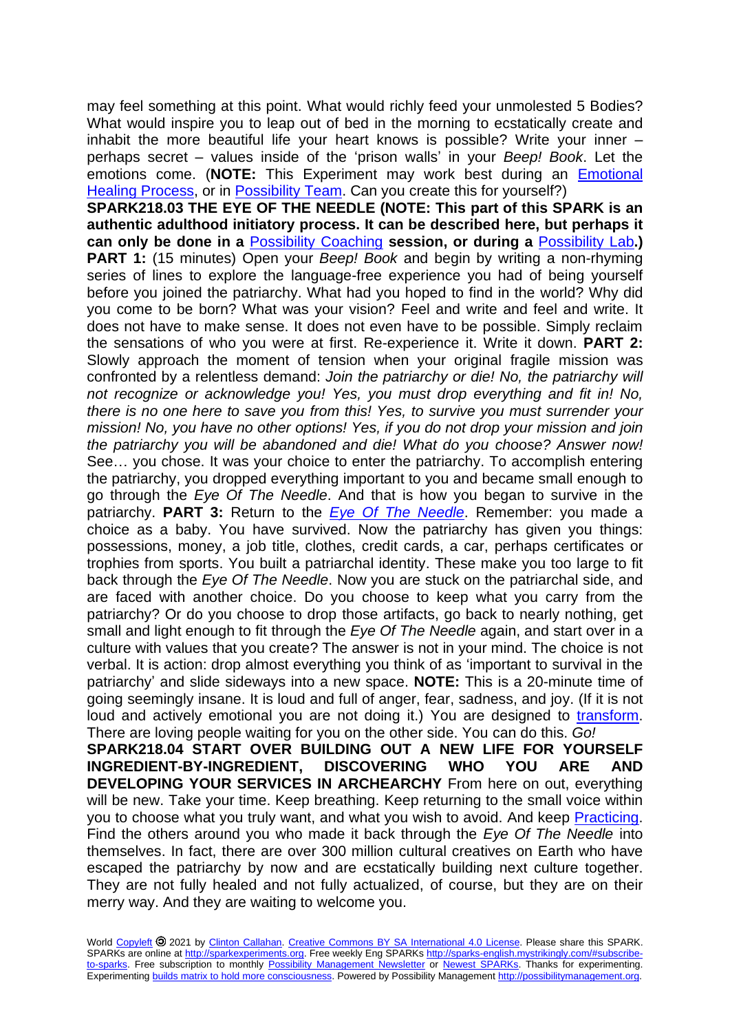may feel something at this point. What would richly feed your unmolested 5 Bodies? What would inspire you to leap out of bed in the morning to ecstatically create and inhabit the more beautiful life your heart knows is possible? Write your inner – perhaps secret – values inside of the 'prison walls' in your *Beep! Book*. Let the emotions come. (**NOTE:** This Experiment may work best during an Emotional Healing Process, or in Possibility Team. Can you create this for yourself?)

**SPARK218.03 THE EYE OF THE NEEDLE (NOTE: This part of this SPARK is an authentic adulthood initiatory process. It can be described here, but perhaps it can only be done in a Possibility Coaching session, or during a Possibility Lab.)** **PART 1:** (15 minutes) Open your *Beep! Book* and begin by writing a non-rhyming series of lines to explore the language-free experience you had of being yourself before you joined the patriarchy. What had you hoped to find in the world? Why did you come to be born? What was your vision? Feel and write and feel and write. It does not have to make sense. It does not even have to be possible. Simply reclaim the sensations of who you were at first. Re-experience it. Write it down. **PART 2:** Slowly approach the moment of tension when your original fragile mission was confronted by a relentless demand: *Join the patriarchy or die! No, the patriarchy will not recognize or acknowledge you! Yes, you must drop everything and fit in! No, there is no one here to save you from this! Yes, to survive you must surrender your mission! No, you have no other options! Yes, if you do not drop your mission and join the patriarchy you will be abandoned and die! What do you choose? Answer now!* See… you chose. It was your choice to enter the patriarchy. To accomplish entering the patriarchy, you dropped everything important to you and became small enough to go through the *Eye Of The Needle*. And that is how you began to survive in the patriarchy. **PART 3:** Return to the *Eye Of The Needle*. Remember: you made a choice as a baby. You have survived. Now the patriarchy has given you things: possessions, money, a job title, clothes, credit cards, a car, perhaps certificates or trophies from sports. You built a patriarchal identity. These make you too large to fit back through the *Eye Of The Needle*. Now you are stuck on the patriarchal side, and are faced with another choice. Do you choose to keep what you carry from the patriarchy? Or do you choose to drop those artifacts, go back to nearly nothing, get small and light enough to fit through the *Eye Of The Needle* again, and start over in a culture with values that you create? The answer is not in your mind. The choice is not verbal. It is action: drop almost everything you think of as 'important to survival in the patriarchy' and slide sideways into a new space. **NOTE:** This is a 20-minute time of going seemingly insane. It is loud and full of anger, fear, sadness, and joy. (If it is not loud and actively emotional you are not doing it.) You are designed to transform. There are loving people waiting for you on the other side. You can do this. *Go!*

**SPARK218.04 START OVER BUILDING OUT A NEW LIFE FOR YOURSELF INGREDIENT-BY-INGREDIENT, DISCOVERING WHO YOU ARE AND DEVELOPING YOUR SERVICES IN ARCHEARCHY** From here on out, everything will be new. Take your time. Keep breathing. Keep returning to the small voice within you to choose what you truly want, and what you wish to avoid. And keep Practicing. Find the others around you who made it back through the *Eye Of The Needle* into themselves. In fact, there are over 300 million cultural creatives on Earth who have escaped the patriarchy by now and are ecstatically building next culture together. They are not fully healed and not fully actualized, of course, but they are on their merry way. And they are waiting to welcome you.

World Copyleft 🄯 2021 by Clinton Callahan. Creative Commons BY SA International 4.0 License. Please share this SPARK. SPARKs are online at http://sparkexperiments.org. Free weekly Eng SPARKs http://sparks-english.mystrikingly.com/#subscribe-to-sparks. Free subscription to monthly Possibility Management Newsletter or Newest SPARKs. Thanks for experimenting. Experimenting builds matrix to hold more consciousness. Powered by Possibility Management http://possibilitymanagement.org.